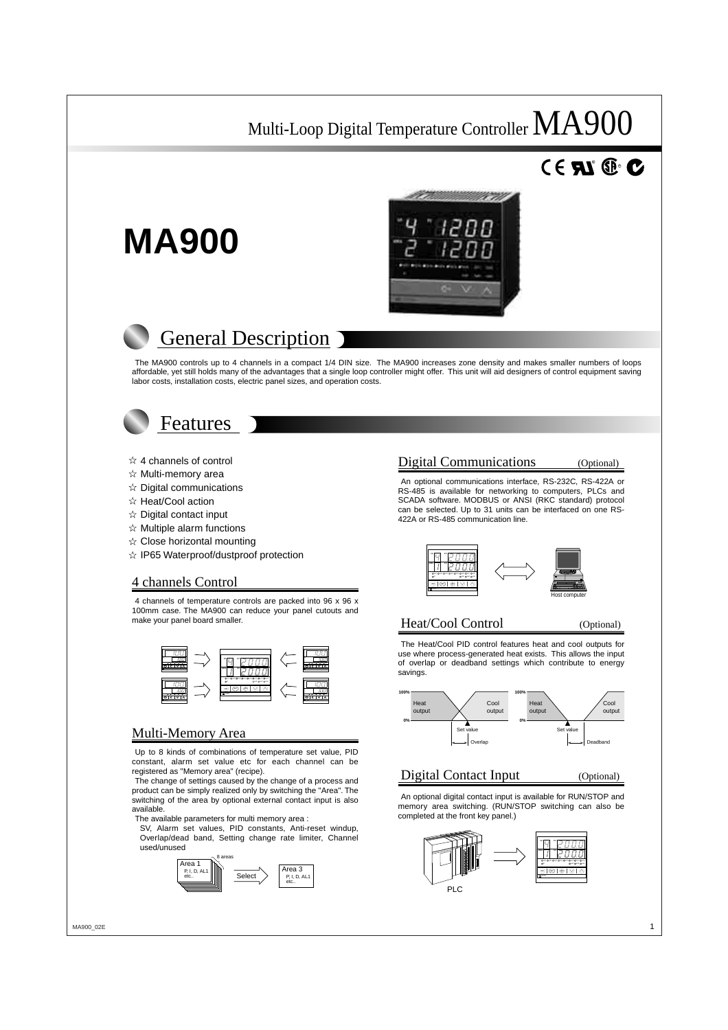# Multi-Loop Digital Temperature Controller MA900

# MA900

## General Description

The MA900 controls up to 4 channels in a compact 1/4 DIN size. The MA900 increases zone density and makes smaller numbers of loops affordable, yet still holds many of the advantages that a single loop controller might offer. This unit will aid designers of control equipment saving labor costs, installation costs, electric panel sizes, and operation costs.

## Features

- ☆ 4 channels of control
- ☆ Multi-memory area
- ☆ Digital communications
- ☆ Heat/Cool action
- ☆ Digital contact input
- ☆ Multiple alarm functions
- ☆ Close horizontal mounting
- ☆ IP65 Waterproof/dustproof protection

### 4 channels Control

4 channels of temperature controls are packed into 96 x 96 x 100mm case. The MA900 can reduce your panel cutouts and make your panel board smaller.

### Multi-Memory Area

Up to 8 kinds of combinations of temperature set value, PID constant, alarm set value etc for each channel can be registered as "Memory area" (recipe).

The change of settings caused by the change of a process and product can be simply realized only by switching the "Area". The switching of the area by optional external contact input is also available.

The available parameters for multi memory area :

SV, Alarm set values, PID constants, Anti-reset windup, Overlap/dead band, Setting change rate limiter, Channel used/unused

8 areas

Area 1
P, I, D, AL1
etc..

Select

Area 3
P, I, D, AL1
etc..

### Digital Communications (Optional)

An optional communications interface, RS-232C, RS-422A or RS-485 is available for networking to computers, PLCs and SCADA software. MODBUS or ANSI (RKC standard) protocol can be selected. Up to 31 units can be interfaced on one RS-422A or RS-485 communication line.

Host computer

### Heat/Cool Control (Optional)

The Heat/Cool PID control features heat and cool outputs for use where process-generated heat exists. This allows the input of overlap or deadband settings which contribute to energy savings.

100%
Heat output
Cool output
0%
Set value
Overlap

100%
Heat output
Cool output
0%
Set value
Deadband

### Digital Contact Input (Optional)

An optional digital contact input is available for RUN/STOP and memory area switching. (RUN/STOP switching can also be completed at the front key panel.)

PLC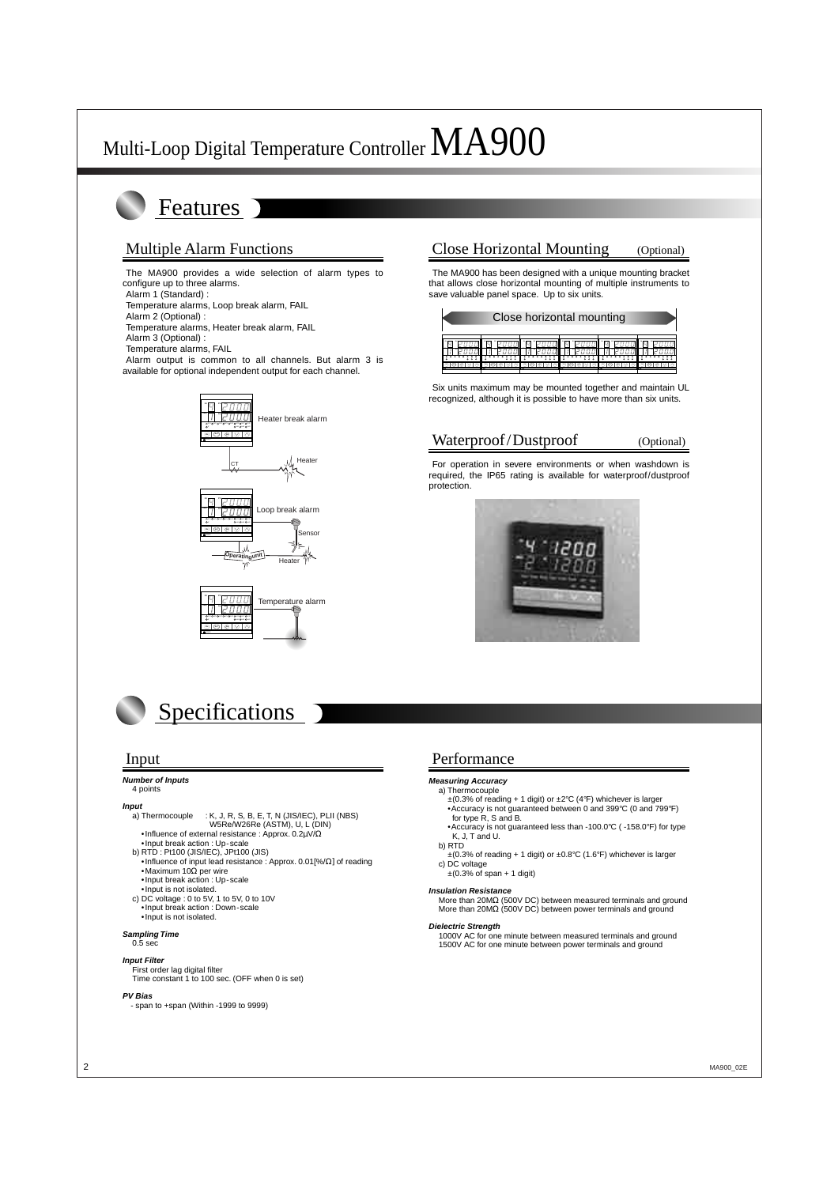# Multi-Loop Digital Temperature Controller MA900

## Features

### Multiple Alarm Functions

The MA900 provides a wide selection of alarm types to configure up to three alarms.

Alarm 1 (Standard) :
Temperature alarms, Loop break alarm, FAIL
Alarm 2 (Optional) :
Temperature alarms, Heater break alarm, FAIL
Alarm 3 (Optional) :
Temperature alarms, FAIL

Alarm output is common to all channels. But alarm 3 is available for optional independent output for each channel.

Heater break alarm

Loop break alarm

Temperature alarm

### Close Horizontal Mounting (Optional)

The MA900 has been designed with a unique mounting bracket that allows close horizontal mounting of multiple instruments to save valuable panel space. Up to six units.

Close horizontal mounting

Six units maximum may be mounted together and maintain UL recognized, although it is possible to have more than six units.

### Waterproof/Dustproof (Optional)

For operation in severe environments or when washdown is required, the IP65 rating is available for waterproof/dustproof protection.

## Specifications

### Input

***Number of Inputs***
4 points

***Input***
a) Thermocouple : K, J, R, S, B, E, T, N (JIS/IEC), PLII (NBS) W5Re/W26Re (ASTM), U, L (DIN)
- Influence of external resistance : Approx. 0.2μV/Ω
- Input break action : Up-scale

b) RTD : Pt100 (JIS/IEC), JPt100 (JIS)
- Influence of input lead resistance : Approx. 0.01[%/Ω] of reading
- Maximum 10Ω per wire
- Input break action : Up-scale
- Input is not isolated.

c) DC voltage : 0 to 5V, 1 to 5V, 0 to 10V
- Input break action : Down-scale
- Input is not isolated.

***Sampling Time***
0.5 sec

***Input Filter***
First order lag digital filter
Time constant 1 to 100 sec. (OFF when 0 is set)

***PV Bias***
\- span to +span (Within -1999 to 9999)

### Performance

***Measuring Accuracy***
a) Thermocouple
±(0.3% of reading + 1 digit) or ±2°C (4°F) whichever is larger
- Accuracy is not guaranteed between 0 and 399°C (0 and 799°F) for type R, S and B.
- Accuracy is not guaranteed less than -100.0°C ( -158.0°F) for type K, J, T and U.

b) RTD
±(0.3% of reading + 1 digit) or ±0.8°C (1.6°F) whichever is larger

c) DC voltage
±(0.3% of span + 1 digit)

***Insulation Resistance***
More than 20MΩ (500V DC) between measured terminals and ground
More than 20MΩ (500V DC) between power terminals and ground

***Dielectric Strength***
1000V AC for one minute between measured terminals and ground
1500V AC for one minute between power terminals and ground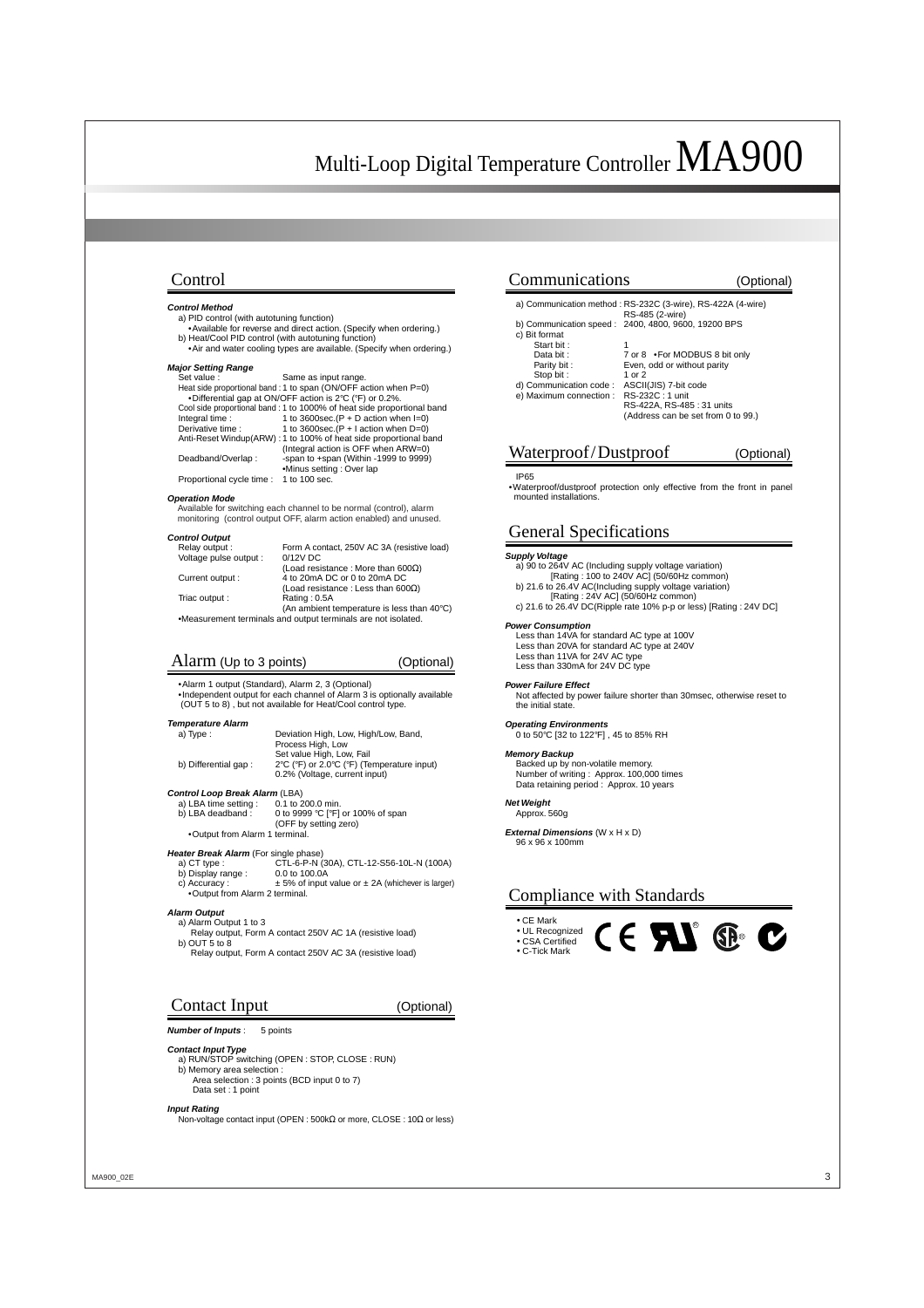# Multi-Loop Digital Temperature Controller MA900

## Control

***Control Method***

a) PID control (with autotuning function)
  • Available for reverse and direct action. (Specify when ordering.)
b) Heat/Cool PID control (with autotuning function)
  • Air and water cooling types are available. (Specify when ordering.)

***Major Setting Range***

| | |
|---|---|
| Set value : | Same as input range. |
| Heat side proportional band : | 1 to span (ON/OFF action when P=0) •Differential gap at ON/OFF action is 2℃ (℉) or 0.2%. |
| Cool side proportional band : | 1 to 1000% of heat side proportional band |
| Integral time : | 1 to 3600sec.(P + D action when I=0) |
| Derivative time : | 1 to 3600sec.(P + I action when D=0) |
| Anti-Reset Windup(ARW) : | 1 to 100% of heat side proportional band (Integral action is OFF when ARW=0) |
| Deadband/Overlap : | -span to +span (Within -1999 to 9999) •Minus setting : Over lap |
| Proportional cycle time : | 1 to 100 sec. |

***Operation Mode***

Available for switching each channel to be normal (control), alarm monitoring (control output OFF, alarm action enabled) and unused.

***Control Output***

| | |
|---|---|
| Relay output : | Form A contact, 250V AC 3A (resistive load) |
| Voltage pulse output : | 0/12V DC (Load resistance : More than 600Ω) |
| Current output : | 4 to 20mA DC or 0 to 20mA DC (Load resistance : Less than 600Ω) |
| Triac output : | Rating : 0.5A (An ambient temperature is less than 40℃) |

•Measurement terminals and output terminals are not isolated.

## Alarm (Up to 3 points) (Optional)

•Alarm 1 output (Standard), Alarm 2, 3 (Optional)
•Independent output for each channel of Alarm 3 is optionally available (OUT 5 to 8) , but not available for Heat/Cool control type.

***Temperature Alarm***

| | |
|---|---|
| a) Type : | Deviation High, Low, High/Low, Band, Process High, Low Set value High, Low, Fail |
| b) Differential gap : | 2℃ (℉) or 2.0℃ (℉) (Temperature input) 0.2% (Voltage, current input) |

***Control Loop Break Alarm*** (LBA)

| | |
|---|---|
| a) LBA time setting : | 0.1 to 200.0 min. |
| b) LBA deadband : | 0 to 9999 ℃ [℉] or 100% of span (OFF by setting zero) |

•Output from Alarm 1 terminal.

***Heater Break Alarm*** (For single phase)

| | |
|---|---|
| a) CT type : | CTL-6-P-N (30A), CTL-12-S56-10L-N (100A) |
| b) Display range : | 0.0 to 100.0A |
| c) Accuracy : | ± 5% of input value or ± 2A (whichever is larger) |

•Output from Alarm 2 terminal.

***Alarm Output***

a) Alarm Output 1 to 3
  Relay output, Form A contact 250V AC 1A (resistive load)
b) OUT 5 to 8
  Relay output, Form A contact 250V AC 3A (resistive load)

## Contact Input (Optional)

***Number of Inputs*** : 5 points

***Contact Input Type***

a) RUN/STOP switching (OPEN : STOP, CLOSE : RUN)
b) Memory area selection :
  Area selection : 3 points (BCD input 0 to 7)
  Data set : 1 point

***Input Rating***

Non-voltage contact input (OPEN : 500kΩ or more, CLOSE : 10Ω or less)

## Communications (Optional)

| | |
|---|---|
| a) Communication method : | RS-232C (3-wire), RS-422A (4-wire) RS-485 (2-wire) |
| b) Communication speed : | 2400, 4800, 9600, 19200 BPS |
| c) Bit format | |
| Start bit : | 1 |
| Data bit : | 7 or 8 •For MODBUS 8 bit only |
| Parity bit : | Even, odd or without parity |
| Stop bit : | 1 or 2 |
| d) Communication code : | ASCII(JIS) 7-bit code |
| e) Maximum connection : | RS-232C : 1 unit RS-422A, RS-485 : 31 units (Address can be set from 0 to 99.) |

## Waterproof/Dustproof (Optional)

IP65
•Waterproof/dustproof protection only effective from the front in panel mounted installations.

## General Specifications

***Supply Voltage***

a) 90 to 264V AC (Including supply voltage variation)
  [Rating : 100 to 240V AC] (50/60Hz common)
b) 21.6 to 26.4V AC(Including supply voltage variation)
  [Rating : 24V AC] (50/60Hz common)
c) 21.6 to 26.4V DC(Ripple rate 10% p-p or less) [Rating : 24V DC]

***Power Consumption***

Less than 14VA for standard AC type at 100V
Less than 20VA for standard AC type at 240V
Less than 11VA for 24V AC type
Less than 330mA for 24V DC type

***Power Failure Effect***

Not affected by power failure shorter than 30msec, otherwise reset to the initial state.

***Operating Environments***

0 to 50℃ [32 to 122℉] , 45 to 85% RH

***Memory Backup***

Backed up by non-volatile memory.
Number of writing : Approx. 100,000 times
Data retaining period : Approx. 10 years

***Net Weight***

Approx. 560g

***External Dimensions*** (W x H x D)

96 x 96 x 100mm

## Compliance with Standards

- CE Mark
- UL Recognized
- CSA Certified
- C-Tick Mark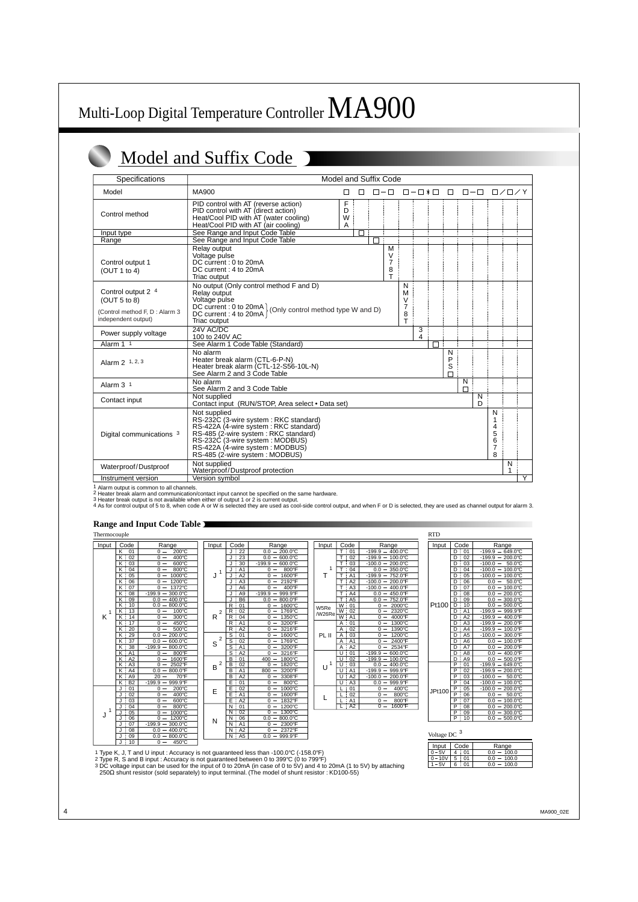# Multi-Loop Digital Temperature Controller MA900

## Model and Suffix Code

| Specifications | Model and Suffix Code | Code |
|---|---|---|
| Model | MA900 | □ □ □-□ □-□✱□ □ □-□ □／□／Y |
| Control method | PID control with AT (reverse action) | F |
| | PID control with AT (direct action) | D |
| | Heat/Cool PID with AT (water cooling) | W |
| | Heat/Cool PID with AT (air cooling) | A |
| Input type | See Range and Input Code Table | □ |
| Range | See Range and Input Code Table | □ |
| Control output 1 (OUT 1 to 4) | Relay output | M |
| | Voltage pulse | V |
| | DC current : 0 to 20mA | 7 |
| | DC current : 4 to 20mA | 8 |
| | Triac output | T |
| Control output 2 [4] (OUT 5 to 8) (Control method F, D : Alarm 3 independent output) | No output (Only control method F and D) | N |
| | Relay output | M |
| | Voltage pulse | V |
| | DC current : 0 to 20mA (Only control method type W and D) | 7 |
| | DC current : 4 to 20mA (Only control method type W and D) | 8 |
| | Triac output | T |
| Power supply voltage | 24V AC/DC | 3 |
| | 100 to 240V AC | 4 |
| Alarm 1 [1] | See Alarm 1 Code Table (Standard) | □ |
| Alarm 2 [1, 2, 3] | No alarm | N |
| | Heater break alarm (CTL-6-P-N) | P |
| | Heater break alarm (CTL-12-S56-10L-N) | S |
| | See Alarm 2 and 3 Code Table | □ |
| Alarm 3 [1] | No alarm | N |
| | See Alarm 2 and 3 Code Table | □ |
| Contact input | Not supplied | N |
| | Contact input (RUN/STOP, Area select • Data set) | D |
| Digital communications [3] | Not supplied | N |
| | RS-232C (3-wire system : RKC standard) | 1 |
| | RS-422A (4-wire system : RKC standard) | 4 |
| | RS-485 (2-wire system : RKC standard) | 5 |
| | RS-232C (3-wire system : MODBUS) | 6 |
| | RS-422A (4-wire system : MODBUS) | 7 |
| | RS-485 (2-wire system : MODBUS) | 8 |
| Waterproof/Dustproof | Not supplied | N |
| | Waterproof/Dustproof protection | 1 |
| Instrument version | Version symbol | Y |

1 Alarm output is common to all channels.
2 Heater break alarm and communication/contact input cannot be specified on the same hardware.
3 Heater break output is not available when either of output 1 or 2 is current output.
4 As for control output of 5 to 8, when code A or W is selected they are used as cool-side control output, and when F or D is selected, they are used as channel output for alarm 3.

### Range and Input Code Table

**Thermocouple**

| Input | Code | Range |
|---|---|---|
| K [1] | K 01 | 0 — 200°C |
| | K 02 | 0 — 400°C |
| | K 03 | 0 — 600°C |
| | K 04 | 0 — 800°C |
| | K 05 | 0 — 1000°C |
| | K 06 | 0 — 1200°C |
| | K 07 | 0 — 1372°C |
| | K 08 | -199.9 — 300.0°C |
| | K 09 | 0.0 — 400.0°C |
| | K 10 | 0.0 — 800.0°C |
| | K 13 | 0 — 100°C |
| | K 14 | 0 — 300°C |
| | K 17 | 0 — 450°C |
| | K 20 | 0 — 500°C |
| | K 29 | 0.0 — 200.0°C |
| | K 37 | 0.0 — 600.0°C |
| | K 38 | -199.9 — 800.0°C |
| | K A1 | 0 — 800°F |
| | K A2 | 0 — 1600°F |
| | K A3 | 0 — 2502°F |
| | K A4 | 0.0 — 800.0°F |
| | K A9 | 20 — 70°F |
| | K B2 | -199.9 — 999.9°F |
| J [1] | J 01 | 0 — 200°C |
| | J 02 | 0 — 400°C |
| | J 03 | 0 — 600°C |
| | J 04 | 0 — 800°C |
| | J 05 | 0 — 1000°C |
| | J 06 | 0 — 1200°C |
| | J 07 | -199.9 — 300.0°C |
| | J 08 | 0.0 — 400.0°C |
| | J 09 | 0.0 — 800.0°C |
| | J 10 | 0 — 450°C |
| | J 22 | 0.0 — 200.0°C |
| | J 23 | 0.0 — 600.0°C |
| | J 30 | -199.9 — 600.0°C |
| | J A1 | 0 — 800°F |
| | J A2 | 0 — 1600°F |
| | J A3 | 0 — 2192°F |
| | J A6 | 0 — 400°F |
| | J A9 | -199.9 — 999.9°F |
| | J B6 | 0.0 — 800.0°F |
| R [2] | R 01 | 0 — 1600°C |
| | R 02 | 0 — 1769°C |
| | R 04 | 0 — 1350°C |
| | R A1 | 0 — 3200°F |
| | R A2 | 0 — 3216°F |
| S [2] | S 01 | 0 — 1600°C |
| | S 02 | 0 — 1769°C |
| | S A1 | 0 — 3200°F |
| | S A2 | 0 — 3216°F |
| B [2] | B 01 | 400 — 1800°C |
| | B 02 | 0 — 1820°C |
| | B A1 | 800 — 3200°F |
| | B A2 | 0 — 3308°F |
| E | E 01 | 0 — 800°C |
| | E 02 | 0 — 1000°C |
| | E A1 | 0 — 1600°F |
| | E A2 | 0 — 1832°F |
| N | N 01 | 0 — 1200°C |
| | N 02 | 0 — 1300°C |
| | N 06 | 0.0 — 800.0°C |
| | N A1 | 0 — 2300°F |
| | N A2 | 0 — 2372°F |
| | N A5 | 0.0 — 999.9°F |
| T [1] | T 01 | -199.9 — 400.0°C |
| | T 02 | -199.9 — 100.0°C |
| | T 03 | -100.0 — 200.0°C |
| | T 04 | 0.0 — 350.0°C |
| | T A1 | -199.9 — 752.0°F |
| | T A2 | -100.0 — 200.0°F |
| | T A3 | -100.0 — 400.0°F |
| | T A4 | 0.0 — 450.0°F |
| | T A5 | 0.0 — 752.0°F |
| W5Re/W26Re | W 01 | 0 — 2000°C |
| | W 02 | 0 — 2320°C |
| | W A1 | 0 — 4000°F |
| PL II | A 01 | 0 — 1300°C |
| | A 02 | 0 — 1390°C |
| | A 03 | 0 — 1200°C |
| | A A1 | 0 — 2400°F |
| | A A2 | 0 — 2534°F |
| U [1] | U 01 | -199.9 — 600.0°C |
| | U 02 | -199.9 — 100.0°C |
| | U 03 | 0.0 — 400.0°C |
| | U A1 | -199.9 — 999.9°F |
| | U A2 | -100.0 — 200.0°F |
| | U A3 | 0.0 — 999.9°F |
| L | L 01 | 0 — 400°C |
| | L 02 | 0 — 800°C |
| | L A1 | 0 — 800°F |
| | L A2 | 0 — 1600°F |

**RTD**

| Input | Code | Range |
|---|---|---|
| Pt100 | D 01 | -199.9 — 649.0°C |
| | D 02 | -199.9 — 200.0°C |
| | D 03 | -100.0 — 50.0°C |
| | D 04 | -100.0 — 100.0°C |
| | D 05 | -100.0 — 200.0°C |
| | D 06 | 0.0 — 50.0°C |
| | D 07 | 0.0 — 100.0°C |
| | D 08 | 0.0 — 200.0°C |
| | D 09 | 0.0 — 300.0°C |
| | D 10 | 0.0 — 500.0°C |
| | D A1 | -199.9 — 999.9°F |
| | D A2 | -199.9 — 400.0°F |
| | D A3 | -199.9 — 200.0°F |
| | D A4 | -100.0 — 100.0°F |
| | D A5 | -100.0 — 300.0°F |
| | D A6 | 0.0 — 100.0°F |
| | D A7 | 0.0 — 200.0°F |
| | D A8 | 0.0 — 400.0°F |
| | D A9 | 0.0 — 500.0°F |
| JPt100 | P 01 | -199.9 — 649.0°C |
| | P 02 | -199.9 — 200.0°C |
| | P 03 | -100.0 — 50.0°C |
| | P 04 | -100.0 — 100.0°C |
| | P 05 | -100.0 — 200.0°C |
| | P 06 | 0.0 — 50.0°C |
| | P 07 | 0.0 — 100.0°C |
| | P 08 | 0.0 — 200.0°C |
| | P 09 | 0.0 — 300.0°C |
| | P 10 | 0.0 — 500.0°C |

**Voltage DC [3]**

| Input | Code | Range |
|---|---|---|
| 0 – 5V | 4 01 | 0.0 — 100.0 |
| 0 – 10V | 5 01 | 0.0 — 100.0 |
| 1 – 5V | 6 01 | 0.0 — 100.0 |

1 Type K, J, T and U input : Accuracy is not guaranteed less than -100.0°C (-158.0°F)
2 Type R, S and B input : Accuracy is not guaranteed between 0 to 399°C (0 to 799°F)
3 DC voltage input can be used for the input of 0 to 20mA (in case of 0 to 5V) and 4 to 20mA (1 to 5V) by attaching 250Ω shunt resistor (sold separately) to input terminal. (The model of shunt resistor : KD100-55)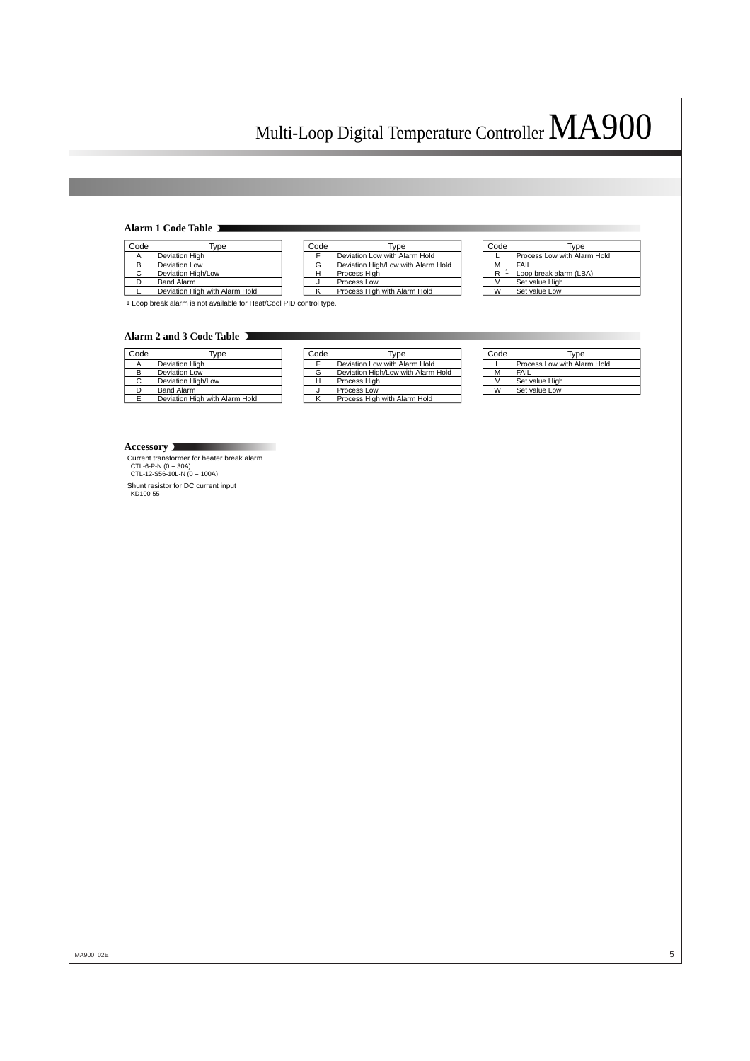# Multi-Loop Digital Temperature Controller MA900

## Alarm 1 Code Table

| Code | Type |
|---|---|
| A | Deviation High |
| B | Deviation Low |
| C | Deviation High/Low |
| D | Band Alarm |
| E | Deviation High with Alarm Hold |
| F | Deviation Low with Alarm Hold |
| G | Deviation High/Low with Alarm Hold |
| H | Process High |
| J | Process Low |
| K | Process High with Alarm Hold |
| L | Process Low with Alarm Hold |
| M | FAIL |
| R [1] | Loop break alarm (LBA) |
| V | Set value High |
| W | Set value Low |

1 Loop break alarm is not available for Heat/Cool PID control type.

## Alarm 2 and 3 Code Table

| Code | Type |
|---|---|
| A | Deviation High |
| B | Deviation Low |
| C | Deviation High/Low |
| D | Band Alarm |
| E | Deviation High with Alarm Hold |
| F | Deviation Low with Alarm Hold |
| G | Deviation High/Low with Alarm Hold |
| H | Process High |
| J | Process Low |
| K | Process High with Alarm Hold |
| L | Process Low with Alarm Hold |
| M | FAIL |
| V | Set value High |
| W | Set value Low |

## Accessory

Current transformer for heater break alarm
- CTL-6-P-N (0 – 30A)
- CTL-12-S56-10L-N (0 – 100A)

Shunt resistor for DC current input
- KD100-55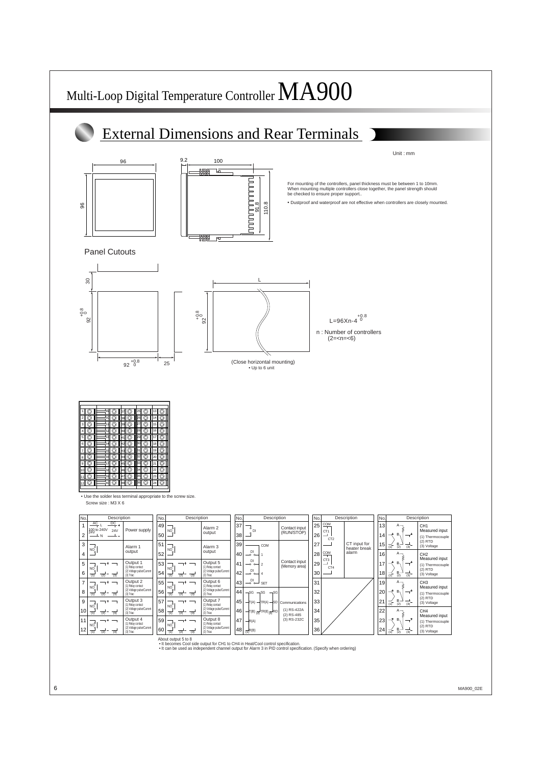# Multi-Loop Digital Temperature Controller MA900

## External Dimensions and Rear Terminals

Unit : mm

96

96

9.2

100

91.8

110.8

For mounting of the controllers, panel thickness must be between 1 to 10mm. When mounting multiple controllers close together, the panel strength should be checked to ensure proper support..

• Dustproof and waterproof are not effective when controllers are closely mounted.

### Panel Cutouts

30

$92^{+0.8}_{0}$

$92^{+0.8}_{0}$

25

$92^{+0.8}_{0}$

L

$L=96Xn-4^{+0.8}_{0}$

n : Number of controllers (2=<n=<6)

(Close horizontal mounting)
• Up to 6 unit

• Use the solder less terminal appropriate to the screw size.
Screw size : M3 X 6

| No. | Description | | No. | Description | | No. | Description | | No. | Description | | No. | Description | |
|---|---|---|---|---|---|---|---|---|---|---|---|---|---|---|
| 1 | AC L 100 to 240V N / DC + 24V − | Power supply | 49 | NO | Alarm 2 output | 37 | DI | Contact input (RUN/STOP) | 25 | COM CT1 | CT input for heater break alarm | 13 | A | CH1 Measured input (1) Thermocouple (2) RTD (3) Voltage |
| 2 | | | 50 | | | 38 | | | 26 | CT2 | | 14 | B + | |
| 3 | NO | Alarm 1 output | 51 | NO | Alarm 3 output | 39 | COM | Contact input (Memory area) | 27 | | | 15 | B − | |
| 4 | | | 52 | | | 40 | DI 1 | | 28 | COM CT3 | | 16 | A | CH2 Measured input (1) Thermocouple (2) RTD (3) Voltage |
| 5 | NO (1) + (2) (3) | Output 1 (1) Relay contact (2) Voltage pulse/Current (3) Triac | 53 | NO (1) + (2) (3) | Output 5 (1) Relay contact (2) Voltage pulse/Current (3) Triac | 41 | DI 2 | | 29 | CT4 | | 17 | B + | |
| 6 | | | 54 | | | 42 | DI 4 | | 30 | | | 18 | B − | |
| 7 | NO (1) + (2) (3) | Output 2 (1) Relay contact (2) Voltage pulse/Current (3) Triac | 55 | NO (1) + (2) (3) | Output 6 (1) Relay contact (2) Voltage pulse/Current (3) Triac | 43 | DI SET | | 31 | | | 19 | A | CH3 Measured input (1) Thermocouple (2) RTD (3) Voltage |
| 8 | | | 56 | | | 44 | SG SG SG | Communications (1) RS-422A (2) RS-485 (3) RS-232C | 32 | | | 20 | B + | |
| 9 | NO (1) + (2) (3) | Output 3 (1) Relay contact (2) Voltage pulse/Current (3) Triac | 57 | NO (1) + (2) (3) | Output 7 (1) Relay contact (2) Voltage pulse/Current (3) Triac | 45 | T(A) TR(A) SD | | 33 | | | 21 | B − | |
| 10 | | | 58 | | | 46 | T(B) TR(B) RD | | 34 | | | 22 | A | CH4 Measured input (1) Thermocouple (2) RTD (3) Voltage |
| 11 | NO (1) + (2) (3) | Output 4 (1) Relay contact (2) Voltage pulse/Current (3) Triac | 59 | NO (1) + (2) (3) | Output 8 (1) Relay contact (2) Voltage pulse/Current (3) Triac | 47 | R(A) | | 35 | | | 23 | B + | |
| 12 | | | 60 | | | 48 | R(B) | | 36 | | | 24 | B − | |

About output 5 to 8
• It becomes Cool side output for CH1 to CH4 in Heat/Cool control specification.
• It can be used as independent channel output for Alarm 3 in PID control specification. (Specify when ordering)